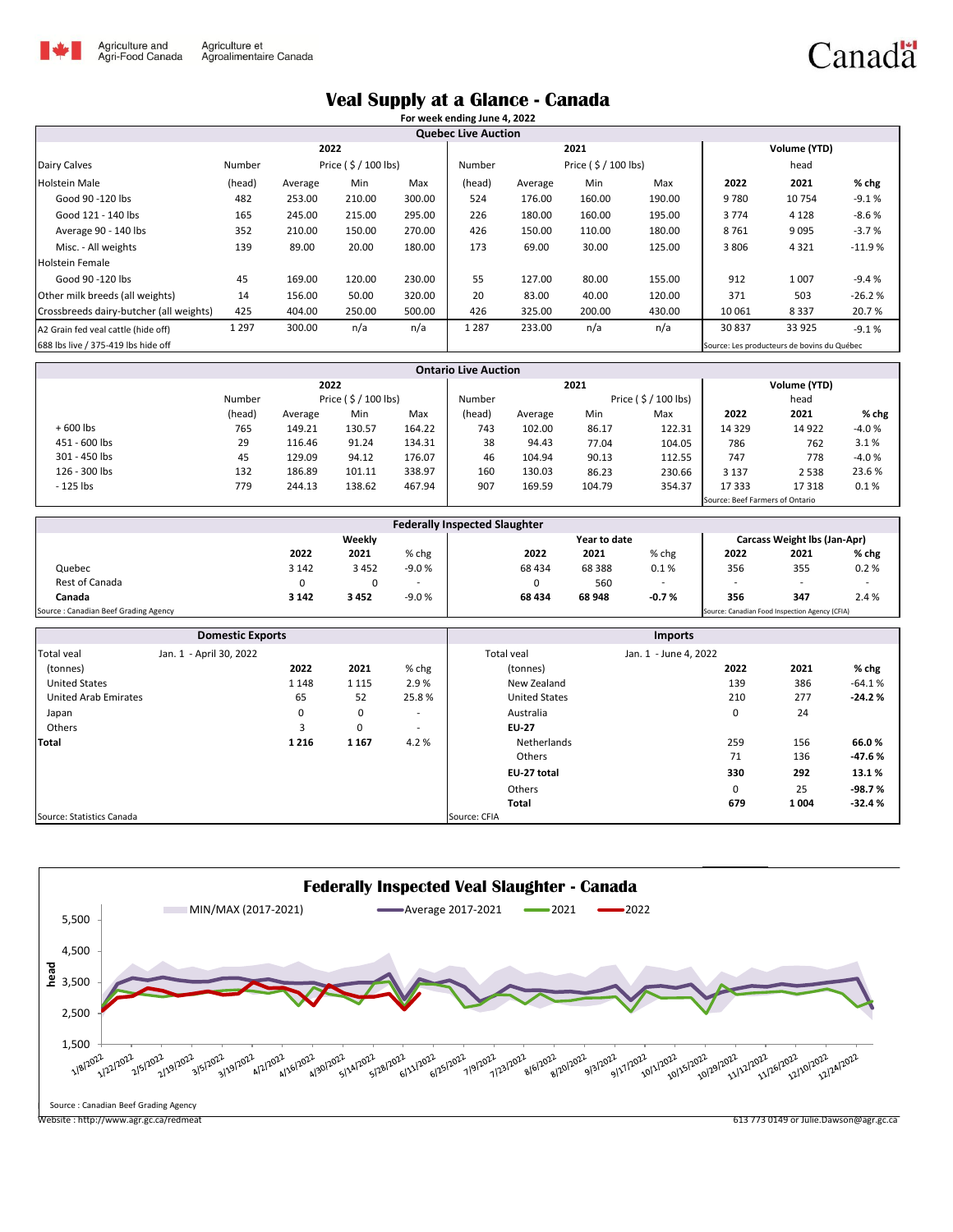# Veal Supply at a Glance - Canada

**For week ending June 4, 2022**

## Quebec Live Auction

| Dairy Calves | 2022 | | | | 2021 | | | | Volume (YTD) | | |
|---|---|---|---|---|---|---|---|---|---|---|---|
| | Number | Price ( $ / 100 lbs) | | | Number | Price ( $ / 100 lbs) | | | head | | |
| Holstein Male | (head) | Average | Min | Max | (head) | Average | Min | Max | 2022 | 2021 | % chg |
| Good 90 -120 lbs | 482 | 253.00 | 210.00 | 300.00 | 524 | 176.00 | 160.00 | 190.00 | 9 780 | 10 754 | -9.1 % |
| Good 121 - 140 lbs | 165 | 245.00 | 215.00 | 295.00 | 226 | 180.00 | 160.00 | 195.00 | 3 774 | 4 128 | -8.6 % |
| Average 90 - 140 lbs | 352 | 210.00 | 150.00 | 270.00 | 426 | 150.00 | 110.00 | 180.00 | 8 761 | 9 095 | -3.7 % |
| Misc. - All weights | 139 | 89.00 | 20.00 | 180.00 | 173 | 69.00 | 30.00 | 125.00 | 3 806 | 4 321 | -11.9 % |
| Holstein Female | | | | | | | | | | | |
| Good 90 -120 lbs | 45 | 169.00 | 120.00 | 230.00 | 55 | 127.00 | 80.00 | 155.00 | 912 | 1 007 | -9.4 % |
| Other milk breeds (all weights) | 14 | 156.00 | 50.00 | 320.00 | 20 | 83.00 | 40.00 | 120.00 | 371 | 503 | -26.2 % |
| Crossbreeds dairy-butcher (all weights) | 425 | 404.00 | 250.00 | 500.00 | 426 | 325.00 | 200.00 | 430.00 | 10 061 | 8 337 | 20.7 % |
| A2 Grain fed veal cattle (hide off) | 1 297 | 300.00 | n/a | n/a | 1 287 | 233.00 | n/a | n/a | 30 837 | 33 925 | -9.1 % |

688 lbs live / 375-419 lbs hide off

Source: Les producteurs de bovins du Québec

## Ontario Live Auction

| | 2022 | | | | 2021 | | | | Volume (YTD) | | |
|---|---|---|---|---|---|---|---|---|---|---|---|
| | Number | Price ( $ / 100 lbs) | | | Number | Price ( $ / 100 lbs) | | | head | | |
| | (head) | Average | Min | Max | (head) | Average | Min | Max | 2022 | 2021 | % chg |
| + 600 lbs | 765 | 149.21 | 130.57 | 164.22 | 743 | 102.00 | 86.17 | 122.31 | 14 329 | 14 922 | -4.0 % |
| 451 - 600 lbs | 29 | 116.46 | 91.24 | 134.31 | 38 | 94.43 | 77.04 | 104.05 | 786 | 762 | 3.1 % |
| 301 - 450 lbs | 45 | 129.09 | 94.12 | 176.07 | 46 | 104.94 | 90.13 | 112.55 | 747 | 778 | -4.0 % |
| 126 - 300 lbs | 132 | 186.89 | 101.11 | 338.97 | 160 | 130.03 | 86.23 | 230.66 | 3 137 | 2 538 | 23.6 % |
| - 125 lbs | 779 | 244.13 | 138.62 | 467.94 | 907 | 169.59 | 104.79 | 354.37 | 17 333 | 17 318 | 0.1 % |

Source: Beef Farmers of Ontario

## Federally Inspected Slaughter

| | Weekly | | | Year to date | | | Carcass Weight lbs (Jan-Apr) | | |
|---|---|---|---|---|---|---|---|---|---|
| | 2022 | 2021 | % chg | 2022 | 2021 | % chg | 2022 | 2021 | % chg |
| Quebec | 3 142 | 3 452 | -9.0 % | 68 434 | 68 388 | 0.1 % | 356 | 355 | 0.2 % |
| Rest of Canada | 0 | 0 | - | 0 | 560 | - | - | - | - |
| **Canada** | **3 142** | **3 452** | -9.0 % | **68 434** | **68 948** | **-0.7 %** | **356** | **347** | 2.4 % |

Source : Canadian Beef Grading Agency

Source: Canadian Food Inspection Agency (CFIA)

## Domestic Exports

| Total veal | Jan. 1 - April 30, 2022 | | |
|---|---|---|---|
| (tonnes) | 2022 | 2021 | % chg |
| United States | 1 148 | 1 115 | 2.9 % |
| United Arab Emirates | 65 | 52 | 25.8 % |
| Japan | 0 | 0 | - |
| Others | 3 | 0 | - |
| **Total** | **1 216** | **1 167** | 4.2 % |

Source: Statistics Canada

## Imports

| Total veal | Jan. 1 - June 4, 2022 | | |
|---|---|---|---|
| (tonnes) | 2022 | 2021 | % chg |
| New Zealand | 139 | 386 | -64.1 % |
| United States | 210 | 277 | **-24.2 %** |
| Australia | 0 | 24 | |
| **EU-27** | | | |
| Netherlands | 259 | 156 | **66.0 %** |
| Others | 71 | 136 | **-47.6 %** |
| **EU-27 total** | **330** | **292** | **13.1 %** |
| Others | 0 | 25 | **-98.7 %** |
| **Total** | **679** | **1 004** | **-32.4 %** |

Source: CFIA

## Federally Inspected Veal Slaughter - Canada

Legend: MIN/MAX (2017-2021), Average 2017-2021, 2021, 2022

Source : Canadian Beef Grading Agency

Website : http://www.agr.gc.ca/redmeat

613 773 0149 or Julie.Dawson@agr.gc.ca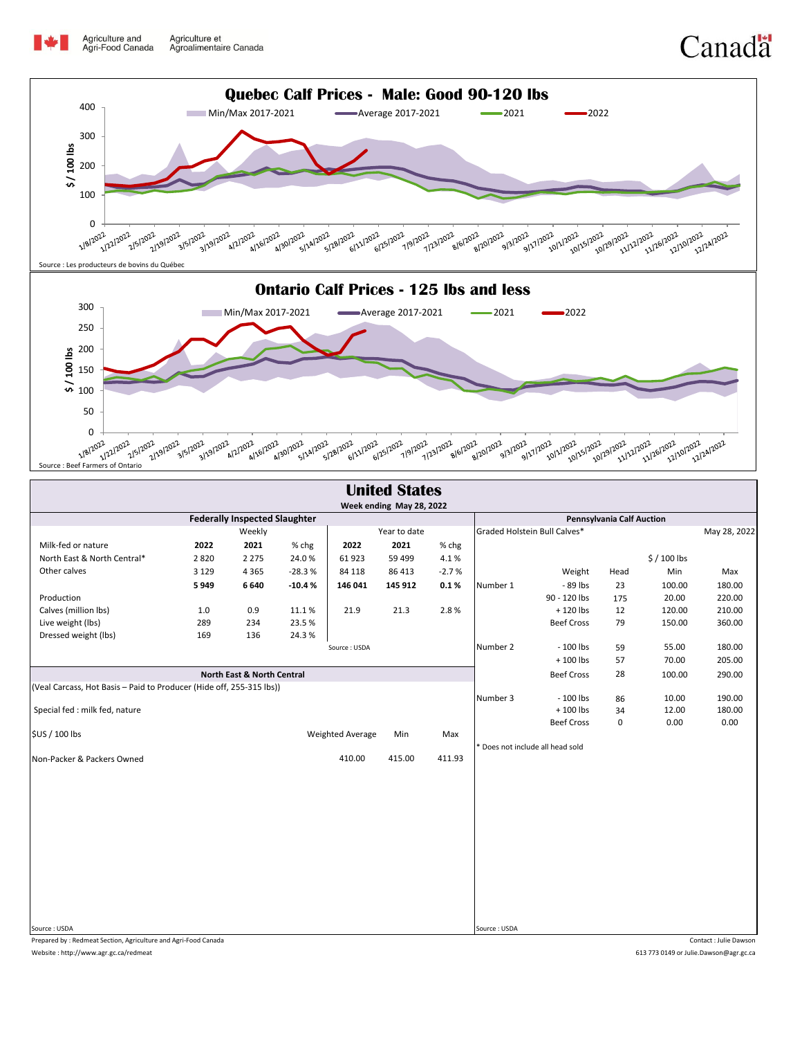Agriculture and Agri-Food Canada / Agriculture et Agroalimentaire Canada

Canada

## Quebec Calf Prices - Male: Good 90-120 lbs

Min/Max 2017-2021 | Average 2017-2021 | 2021 | 2022

$ / 100 lbs

400
300
200
100
0

1/8/2022 1/22/2022 2/5/2022 2/19/2022 3/5/2022 3/19/2022 4/2/2022 4/16/2022 4/30/2022 5/14/2022 5/28/2022 6/11/2022 6/25/2022 7/9/2022 7/23/2022 8/6/2022 8/20/2022 9/3/2022 9/17/2022 10/1/2022 10/15/2022 10/29/2022 11/12/2022 11/26/2022 12/10/2022 12/24/2022

Source : Les producteurs de bovins du Québec

## Ontario Calf Prices - 125 lbs and less

Min/Max 2017-2021 | Average 2017-2021 | 2021 | 2022

$ / 100 lbs

300
250
200
150
100
50
0

1/8/2022 1/22/2022 2/5/2022 2/19/2022 3/5/2022 3/19/2022 4/2/2022 4/16/2022 4/30/2022 5/14/2022 5/28/2022 6/11/2022 6/25/2022 7/9/2022 7/23/2022 8/6/2022 8/20/2022 9/3/2022 9/17/2022 10/1/2022 10/15/2022 10/29/2022 11/12/2022 11/26/2022 12/10/2022 12/24/2022

Source : Beef Farmers of Ontario

# United States

**Week ending May 28, 2022**

### Federally Inspected Slaughter

| | Weekly | | | Year to date | | |
|---|---|---|---|---|---|---|
| Milk-fed or nature | **2022** | **2021** | % chg | **2022** | **2021** | % chg |
| North East & North Central* | 2 820 | 2 275 | 24.0 % | 61 923 | 59 499 | 4.1 % |
| Other calves | 3 129 | 4 365 | -28.3 % | 84 118 | 86 413 | -2.7 % |
| | **5 949** | **6 640** | **-10.4 %** | **146 041** | **145 912** | **0.1 %** |
| Production | | | | | | |
| Calves (million lbs) | 1.0 | 0.9 | 11.1 % | 21.9 | 21.3 | 2.8 % |
| Live weight (lbs) | 289 | 234 | 23.5 % | | | |
| Dressed weight (lbs) | 169 | 136 | 24.3 % | | | |

Source : USDA

### North East & North Central

(Veal Carcass, Hot Basis – Paid to Producer (Hide off, 255-315 lbs))

Special fed : milk fed, nature

| $US / 100 lbs | Weighted Average | Min | Max |
|---|---|---|---|
| Non-Packer & Packers Owned | 410.00 | 415.00 | 411.93 |

Source : USDA

### Pennsylvania Calf Auction

| Graded Holstein Bull Calves* | | | | May 28, 2022 |
|---|---|---|---|---|
| | | | $ / 100 lbs | |
| | Weight | Head | Min | Max |
| Number 1 | - 89 lbs | 23 | 100.00 | 180.00 |
| | 90 - 120 lbs | 175 | 20.00 | 220.00 |
| | + 120 lbs | 12 | 120.00 | 210.00 |
| | Beef Cross | 79 | 150.00 | 360.00 |
| Number 2 | - 100 lbs | 59 | 55.00 | 180.00 |
| | + 100 lbs | 57 | 70.00 | 205.00 |
| | Beef Cross | 28 | 100.00 | 290.00 |
| Number 3 | - 100 lbs | 86 | 10.00 | 190.00 |
| | + 100 lbs | 34 | 12.00 | 180.00 |
| | Beef Cross | 0 | 0.00 | 0.00 |

\* Does not include all head sold

Source : USDA

Prepared by : Redmeat Section, Agriculture and Agri-Food Canada

Website : http://www.agr.gc.ca/redmeat

Contact : Julie Dawson

613 773 0149 or Julie.Dawson@agr.gc.ca